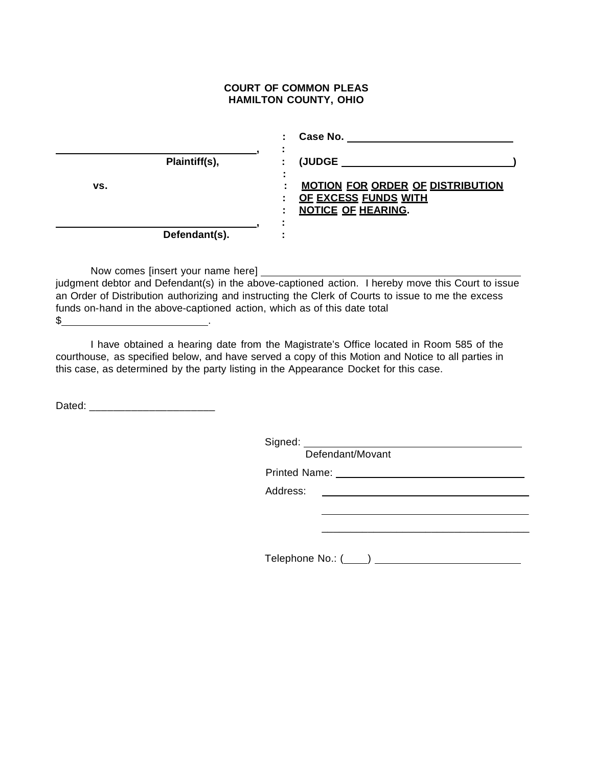**COURT OF COMMON PLEAS**
**HAMILTON COUNTY, OHIO**

| | | |
|---|---|---|
| ______________________________, | : | **Case No.** ______________________ |
| **Plaintiff(s),** | : | **(JUDGE ______________________)** |
| **vs.** | : | **MOTION FOR ORDER OF DISTRIBUTION OF EXCESS FUNDS WITH NOTICE OF HEARING.** |
| ______________________________, | : | |
| **Defendant(s).** | : | |

Now comes [insert your name here] ______________________________ judgment debtor and Defendant(s) in the above-captioned action. I hereby move this Court to issue an Order of Distribution authorizing and instructing the Clerk of Courts to issue to me the excess funds on-hand in the above-captioned action, which as of this date total $______________________.

I have obtained a hearing date from the Magistrate's Office located in Room 585 of the courthouse, as specified below, and have served a copy of this Motion and Notice to all parties in this case, as determined by the party listing in the Appearance Docket for this case.

Dated: ______________________

Signed: ______________________________
Defendant/Movant

Printed Name: ______________________________

Address: ______________________________

______________________________

______________________________

Telephone No.: (____) ______________________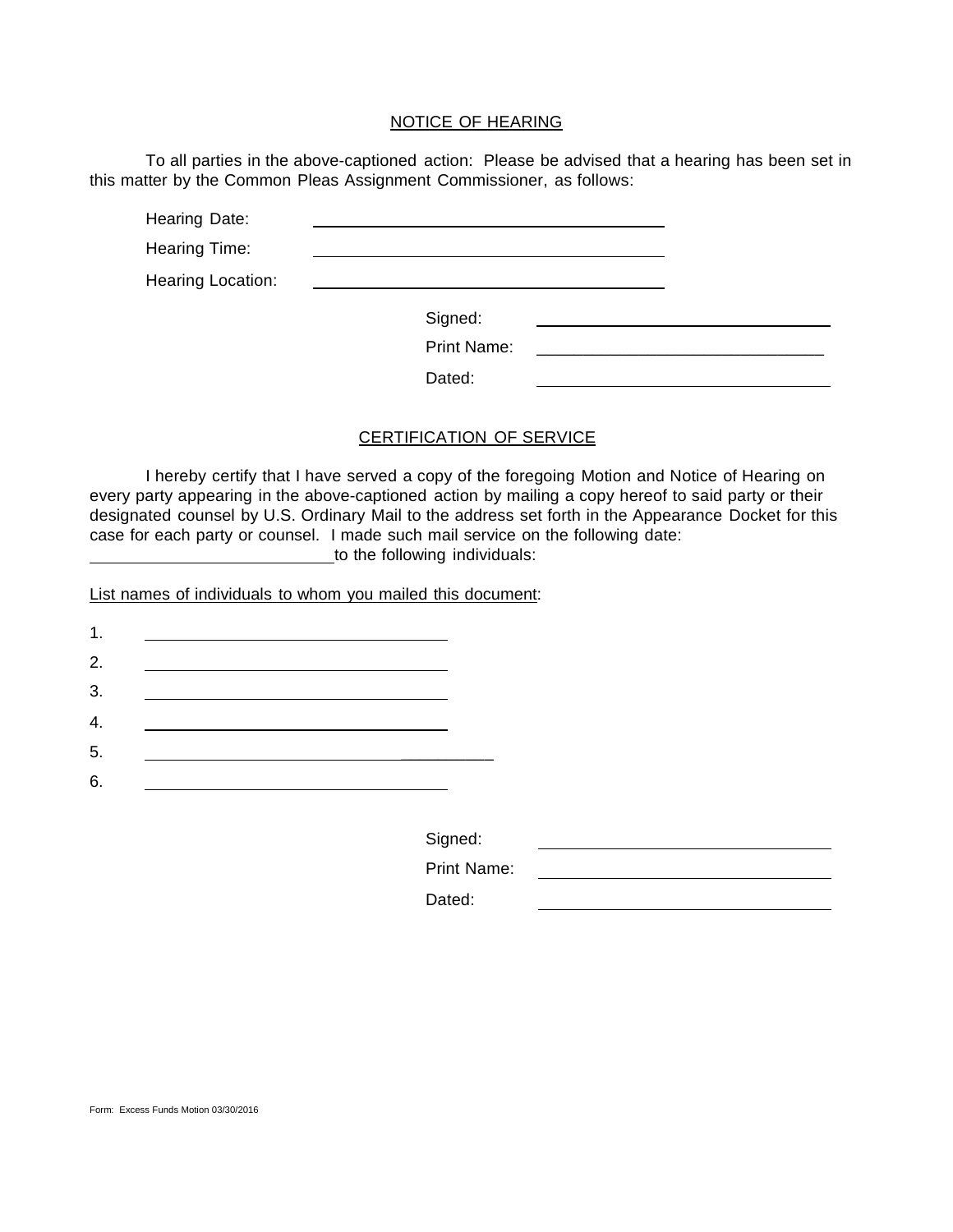## NOTICE OF HEARING

To all parties in the above-captioned action: Please be advised that a hearing has been set in this matter by the Common Pleas Assignment Commissioner, as follows:

Hearing Date: ______________________________

Hearing Time: ______________________________

Hearing Location: ______________________________

Signed: ______________________________

Print Name: ______________________________

Dated: ______________________________

## CERTIFICATION OF SERVICE

I hereby certify that I have served a copy of the foregoing Motion and Notice of Hearing on every party appearing in the above-captioned action by mailing a copy hereof to said party or their designated counsel by U.S. Ordinary Mail to the address set forth in the Appearance Docket for this case for each party or counsel. I made such mail service on the following date: ____________________ to the following individuals:

List names of individuals to whom you mailed this document:

1. ______________________________
2. ______________________________
3. ______________________________
4. ______________________________
5. ______________________________
6. ______________________________

Signed: ______________________________

Print Name: ______________________________

Dated: ______________________________

Form: Excess Funds Motion 03/30/2016